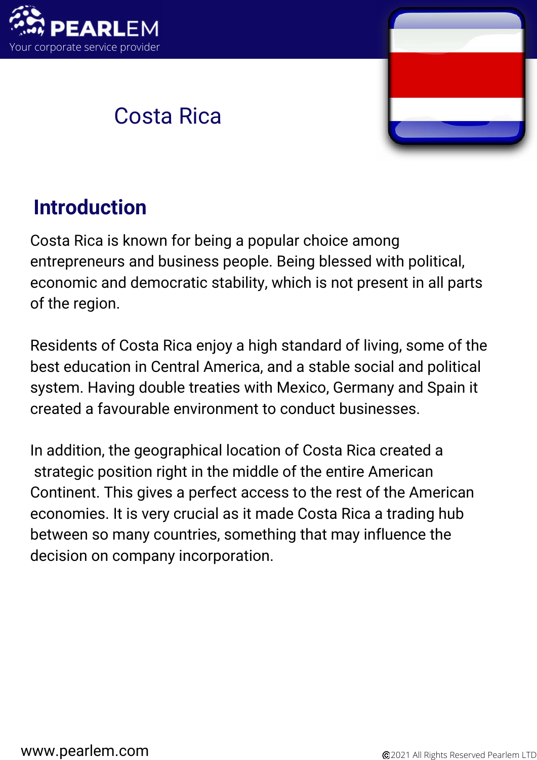# Costa Rica

## Introduction

Costa Rica is known for being a popular choice among entrepreneurs and business people. Being blessed with political, economic and democratic stability, which is not present in all parts of the region.

Residents of Costa Rica enjoy a high standard of living, some of the best education in Central America, and a stable social and political system. Having double treaties with Mexico, Germany and Spain it created a favourable environment to conduct businesses.

In addition, the geographical location of Costa Rica created a strategic position right in the middle of the entire American Continent. This gives a perfect access to the rest of the American economies. It is very crucial as it made Costa Rica a trading hub between so many countries, something that may influence the decision on company incorporation.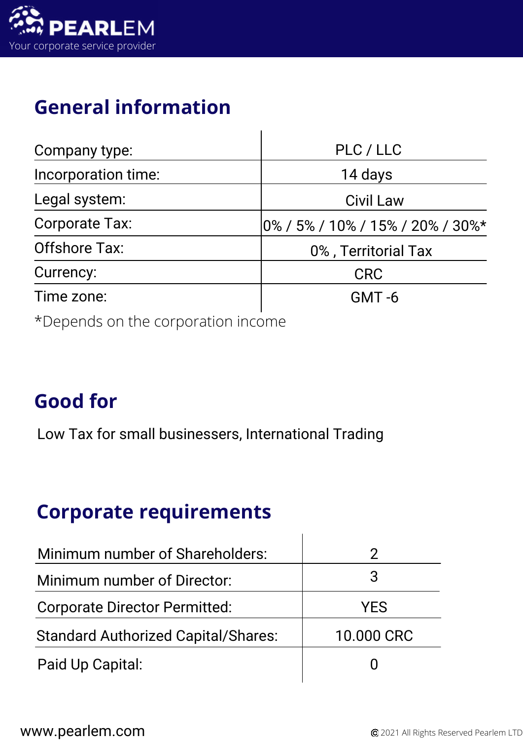## General information

| | |
|---|---|
| Company type: | PLC / LLC |
| Incorporation time: | 14 days |
| Legal system: | Civil Law |
| Corporate Tax: | 0% / 5% / 10% / 15% / 20% / 30%* |
| Offshore Tax: | 0% , Territorial Tax |
| Currency: | CRC |
| Time zone: | GMT -6 |

*Depends on the corporation income

## Good for

Low Tax for small businessers, International Trading

## Corporate requirements

| | |
|---|---|
| Minimum number of Shareholders: | 2 |
| Minimum number of Director: | 3 |
| Corporate Director Permitted: | YES |
| Standard Authorized Capital/Shares: | 10.000 CRC |
| Paid Up Capital: | 0 |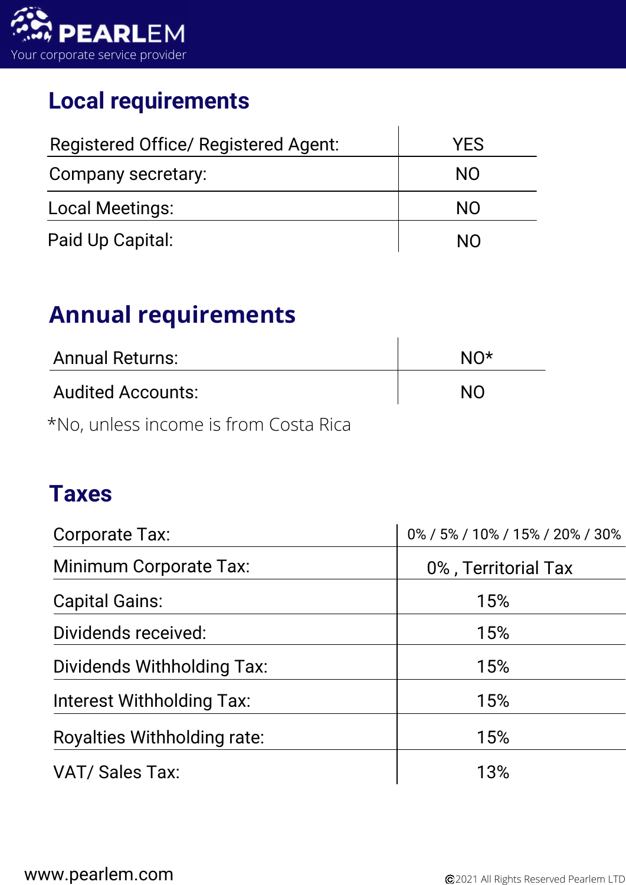## Local requirements

| Registered Office/ Registered Agent: | YES |
| --- | --- |
| Company secretary: | NO |
| Local Meetings: | NO |
| Paid Up Capital: | NO |

## Annual requirements

| Annual Returns: | NO* |
| --- | --- |
| Audited Accounts: | NO |

*No, unless income is from Costa Rica

## Taxes

| Corporate Tax: | 0% / 5% / 10% / 15% / 20% / 30% |
| --- | --- |
| Minimum Corporate Tax: | 0% , Territorial Tax |
| Capital Gains: | 15% |
| Dividends received: | 15% |
| Dividends Withholding Tax: | 15% |
| Interest Withholding Tax: | 15% |
| Royalties Withholding rate: | 15% |
| VAT/ Sales Tax: | 13% |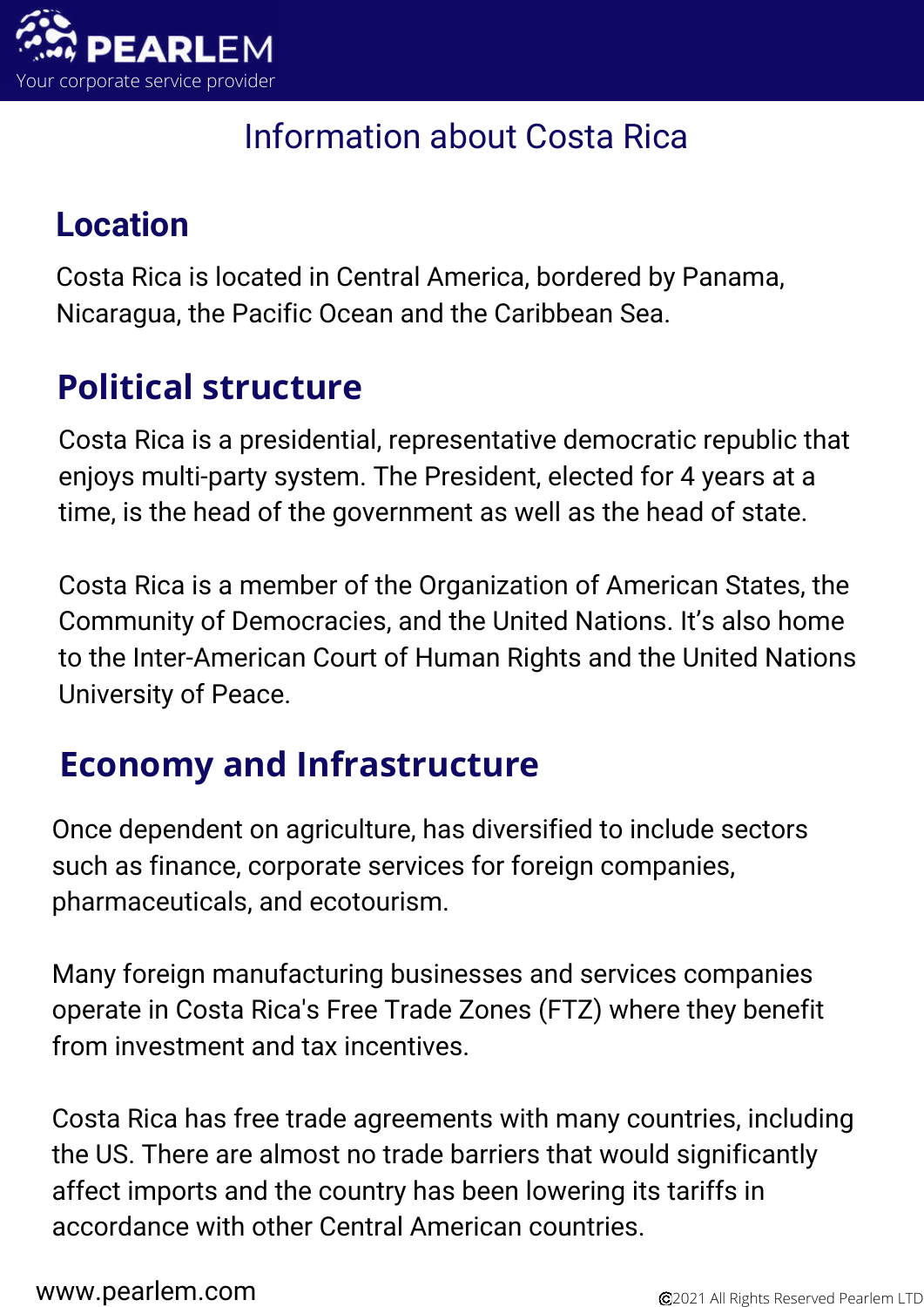# Information about Costa Rica

## Location

Costa Rica is located in Central America, bordered by Panama, Nicaragua, the Pacific Ocean and the Caribbean Sea.

## Political structure

Costa Rica is a presidential, representative democratic republic that enjoys multi-party system. The President, elected for 4 years at a time, is the head of the government as well as the head of state.

Costa Rica is a member of the Organization of American States, the Community of Democracies, and the United Nations. It's also home to the Inter-American Court of Human Rights and the United Nations University of Peace.

## Economy and Infrastructure

Once dependent on agriculture, has diversified to include sectors such as finance, corporate services for foreign companies, pharmaceuticals, and ecotourism.

Many foreign manufacturing businesses and services companies operate in Costa Rica's Free Trade Zones (FTZ) where they benefit from investment and tax incentives.

Costa Rica has free trade agreements with many countries, including the US. There are almost no trade barriers that would significantly affect imports and the country has been lowering its tariffs in accordance with other Central American countries.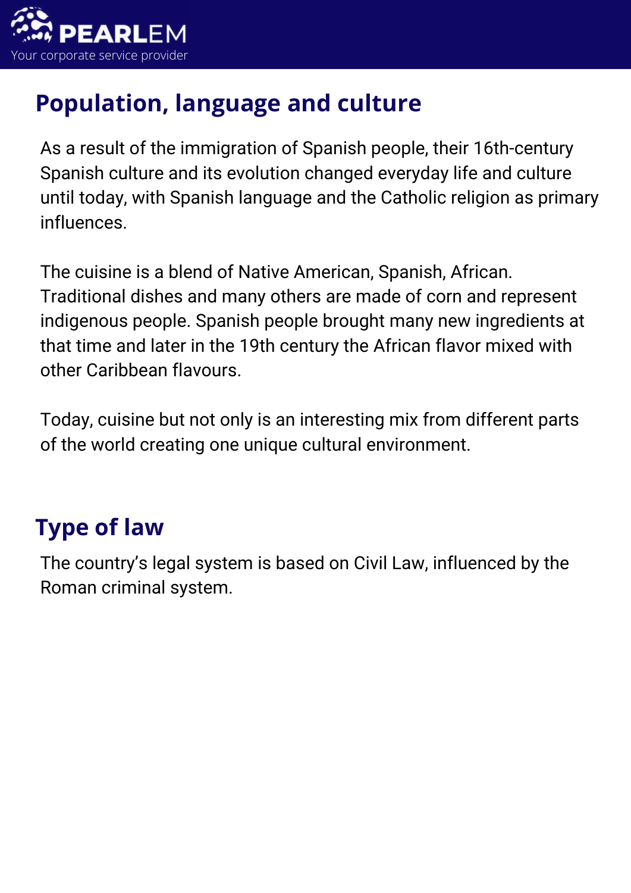## Population, language and culture

As a result of the immigration of Spanish people, their 16th-century Spanish culture and its evolution changed everyday life and culture until today, with Spanish language and the Catholic religion as primary influences.

The cuisine is a blend of Native American, Spanish, African. Traditional dishes and many others are made of corn and represent indigenous people. Spanish people brought many new ingredients at that time and later in the 19th century the African flavor mixed with other Caribbean flavours.

Today, cuisine but not only is an interesting mix from different parts of the world creating one unique cultural environment.

## Type of law

The country's legal system is based on Civil Law, influenced by the Roman criminal system.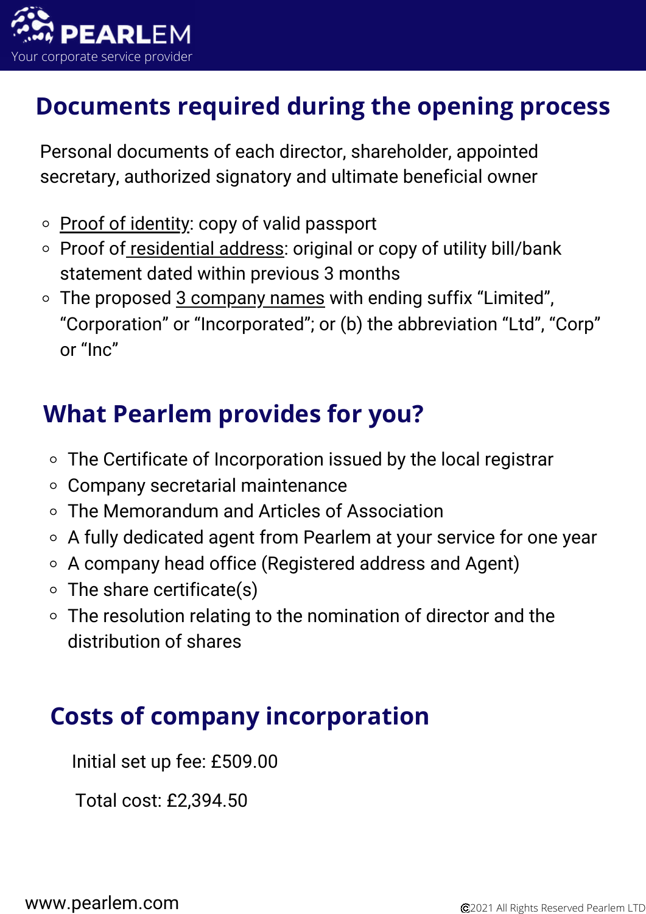## Documents required during the opening process

Personal documents of each director, shareholder, appointed secretary, authorized signatory and ultimate beneficial owner

- Proof of identity: copy of valid passport
- Proof of residential address: original or copy of utility bill/bank statement dated within previous 3 months
- The proposed 3 company names with ending suffix "Limited", "Corporation" or "Incorporated"; or (b) the abbreviation "Ltd", "Corp" or "Inc"

## What Pearlem provides for you?

- The Certificate of Incorporation issued by the local registrar
- Company secretarial maintenance
- The Memorandum and Articles of Association
- A fully dedicated agent from Pearlem at your service for one year
- A company head office (Registered address and Agent)
- The share certificate(s)
- The resolution relating to the nomination of director and the distribution of shares

## Costs of company incorporation

Initial set up fee: £509.00

Total cost: £2,394.50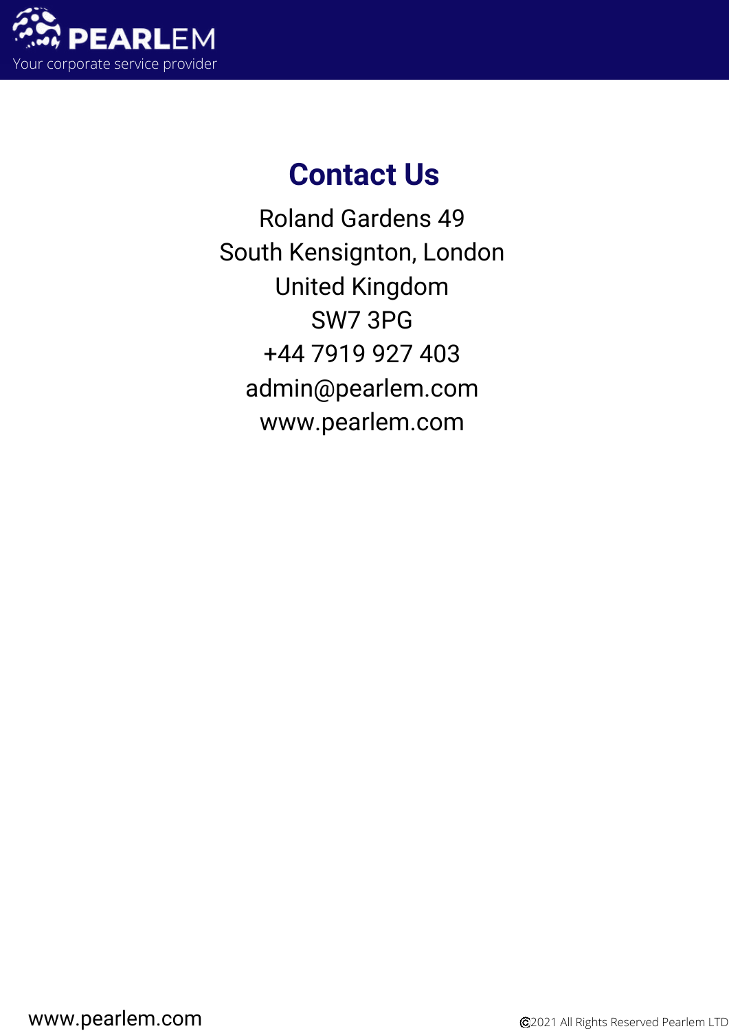# Contact Us

Roland Gardens 49
South Kensignton, London
United Kingdom
SW7 3PG
+44 7919 927 403
admin@pearlem.com
www.pearlem.com